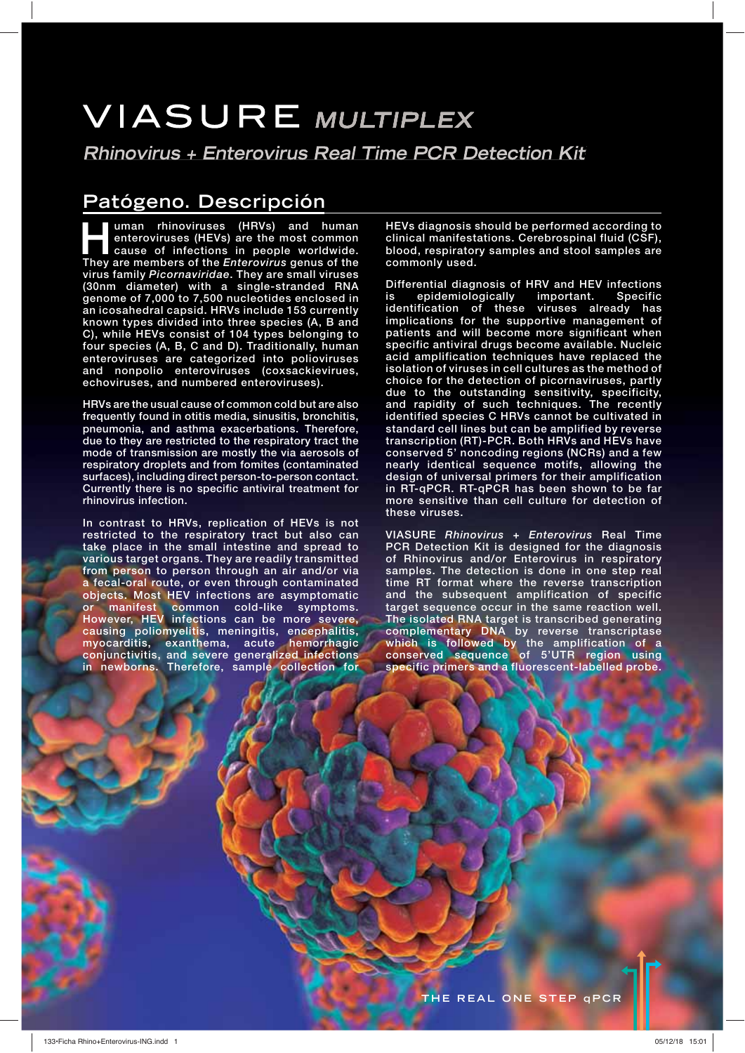# VIASURE *MULTIPLEX*

## *Rhinovirus + Enterovirus Real Time PCR Detection Kit*

## Patógeno. Descripción

Human rhinoviruses (HRVs) and human enteroviruses (HEVs) are the most common cause of infections in people worldwide. They are members of the *Enterovirus* genus of the virus family *Picornaviridae*. They are small viruses (30nm diameter) with a single-stranded RNA genome of 7,000 to 7,500 nucleotides enclosed in an icosahedral capsid. HRVs include 153 currently known types divided into three species (A, B and C), while HEVs consist of 104 types belonging to four species (A, B, C and D). Traditionally, human enteroviruses are categorized into polioviruses and nonpolio enteroviruses (coxsackieviruses, echoviruses, and numbered enteroviruses).

HRVs are the usual cause of common cold but are also frequently found in otitis media, sinusitis, bronchitis, pneumonia, and asthma exacerbations. Therefore, due to they are restricted to the respiratory tract the mode of transmission are mostly the via aerosols of respiratory droplets and from fomites (contaminated surfaces), including direct person-to-person contact. Currently there is no specific antiviral treatment for rhinovirus infection.

In contrast to HRVs, replication of HEVs is not restricted to the respiratory tract but also can take place in the small intestine and spread to various target organs. They are readily transmitted from person to person through an air and/or via a fecal-oral route, or even through contaminated objects. Most HEV infections are asymptomatic or manifest common cold-like symptoms. However, HEV infections can be more severe, causing poliomyelitis, meningitis, encephalitis, myocarditis, exanthema, acute hemorrhagic conjunctivitis, and severe generalized infections in newborns. Therefore, sample collection for HEVs diagnosis should be performed according to clinical manifestations. Cerebrospinal fluid (CSF), blood, respiratory samples and stool samples are commonly used.

Differential diagnosis of HRV and HEV infections is epidemiologically important. Specific identification of these viruses already has implications for the supportive management of patients and will become more significant when specific antiviral drugs become available. Nucleic acid amplification techniques have replaced the isolation of viruses in cell cultures as the method of choice for the detection of picornaviruses, partly due to the outstanding sensitivity, specificity, and rapidity of such techniques. The recently identified species C HRVs cannot be cultivated in standard cell lines but can be amplified by reverse transcription (RT)-PCR. Both HRVs and HEVs have conserved 5' noncoding regions (NCRs) and a few nearly identical sequence motifs, allowing the design of universal primers for their amplification in RT-qPCR. RT-qPCR has been shown to be far more sensitive than cell culture for detection of these viruses.

VIASURE *Rhinovirus* + *Enterovirus* Real Time PCR Detection Kit is designed for the diagnosis of Rhinovirus and/or Enterovirus in respiratory samples. The detection is done in one step real time RT format where the reverse transcription and the subsequent amplification of specific target sequence occur in the same reaction well. The isolated RNA target is transcribed generating complementary DNA by reverse transcriptase which is followed by the amplification of a conserved sequence of 5'UTR region using specific primers and a fluorescent-labelled probe.

THE REAL ONE STEP qPCR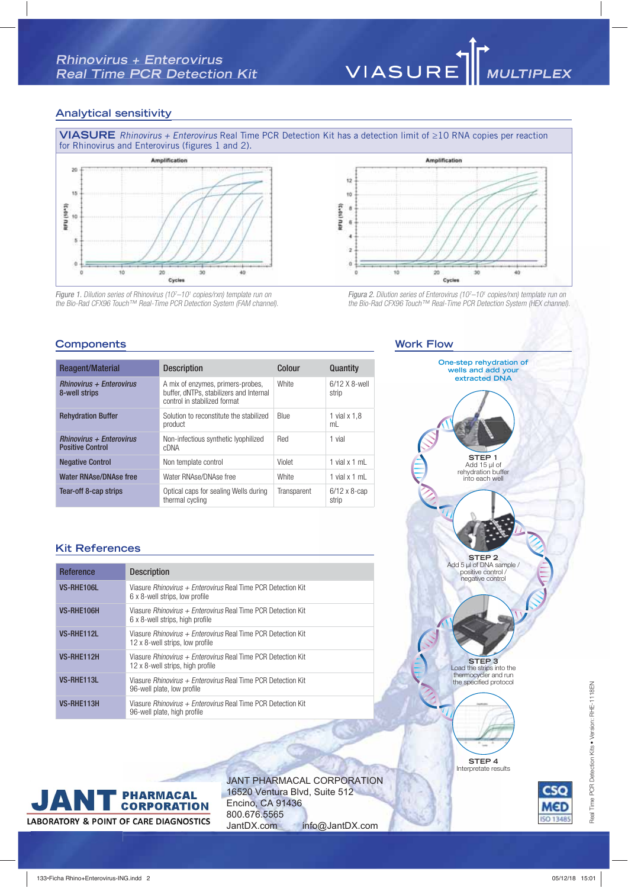# Rhinovirus + Enterovirus Real Time PCR Detection Kit

VIASURE MULTIPLEX

## Analytical sensitivity

**VIASURE** *Rhinovirus + Enterovirus* Real Time PCR Detection Kit has a detection limit of ≥10 RNA copies per reaction for Rhinovirus and Enterovirus (figures 1 and 2).

Amplification

RFU (10^3)

20
15
10
5
0

0 10 20 30 40

Cycles

*Figure 1. Dilution series of Rhinovirus ($10^7$–$10^1$ copies/rxn) template run on the Bio-Rad CFX96 Touch™ Real-Time PCR Detection System (FAM channel).*

Amplification

RFU (10^3)

12
10
8
6
4
2
0

0 10 20 30 40

Cycles

*Figura 2. Dilution series of Enterovirus ($10^7$–$10^1$ copies/rxn) template run on the Bio-Rad CFX96 Touch™ Real-Time PCR Detection System (HEX channel).*

## Components

| Reagent/Material | Description | Colour | Quantity |
|---|---|---|---|
| *Rhinovirus + Enterovirus* 8-well strips | A mix of enzymes, primers-probes, buffer, dNTPs, stabilizers and Internal control in stabilized format | White | 6/12 X 8-well strip |
| Rehydration Buffer | Solution to reconstitute the stabilized product | Blue | 1 vial x 1,8 mL |
| *Rhinovirus + Enterovirus* Positive Control | Non-infectious synthetic lyophilized cDNA | Red | 1 vial |
| Negative Control | Non template control | Violet | 1 vial x 1 mL |
| Water RNAse/DNAse free | Water RNAse/DNAse free | White | 1 vial x 1 mL |
| Tear-off 8-cap strips | Optical caps for sealing Wells during thermal cycling | Transparent | 6/12 x 8-cap strip |

## Kit References

| Reference | Description |
|---|---|
| VS-RHE106L | Viasure *Rhinovirus + Enterovirus* Real Time PCR Detection Kit 6 x 8-well strips, low profile |
| VS-RHE106H | Viasure *Rhinovirus + Enterovirus* Real Time PCR Detection Kit 6 x 8-well strips, high profile |
| VS-RHE112L | Viasure *Rhinovirus + Enterovirus* Real Time PCR Detection Kit 12 x 8-well strips, low profile |
| VS-RHE112H | Viasure *Rhinovirus + Enterovirus* Real Time PCR Detection Kit 12 x 8-well strips, high profile |
| VS-RHE113L | Viasure *Rhinovirus + Enterovirus* Real Time PCR Detection Kit 96-well plate, low profile |
| VS-RHE113H | Viasure *Rhinovirus + Enterovirus* Real Time PCR Detection Kit 96-well plate, high profile |

## Work Flow

One-step rehydration of wells and add your extracted DNA

**STEP 1**
Add 15 µl of rehydration buffer into each well

**STEP 2**
Add 5 µl of DNA sample / positive control / negative control

**STEP 3**
Load the strips into the thermocycler and run the specified protocol

**STEP 4**
Interpretate results

JANT PHARMACAL CORPORATION
LABORATORY & POINT OF CARE DIAGNOSTICS

JANT PHARMACAL CORPORATION
16520 Ventura Blvd, Suite 512
Encino, CA 91436
800.676.5565
JantDX.com info@JantDX.com

CSQ MED ISO 13485

Real Time PCR Detection Kits • Version: RHE-1118EN